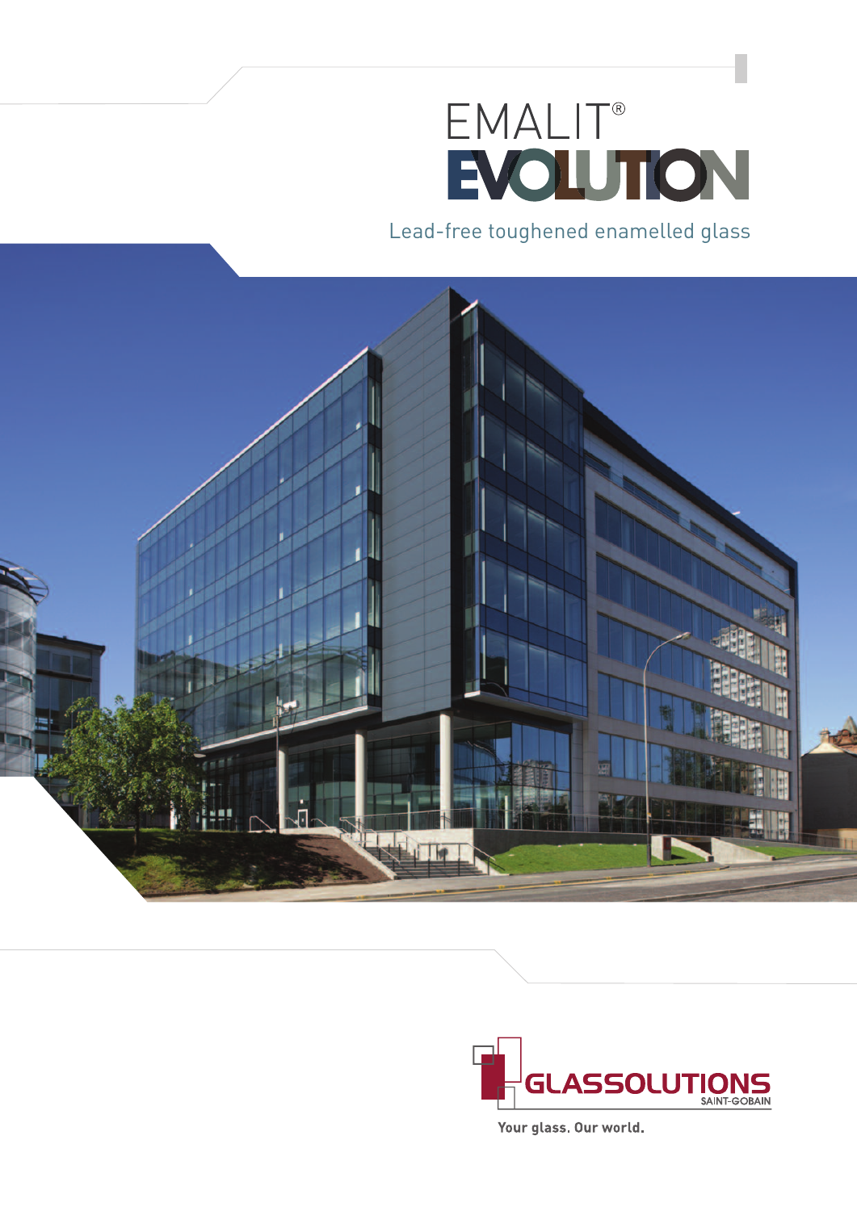# EMALIT® EVOLUTION

Lead-free toughened enamelled glass

GLASSOLUTIONS SAINT-GOBAIN

Your glass. Our world.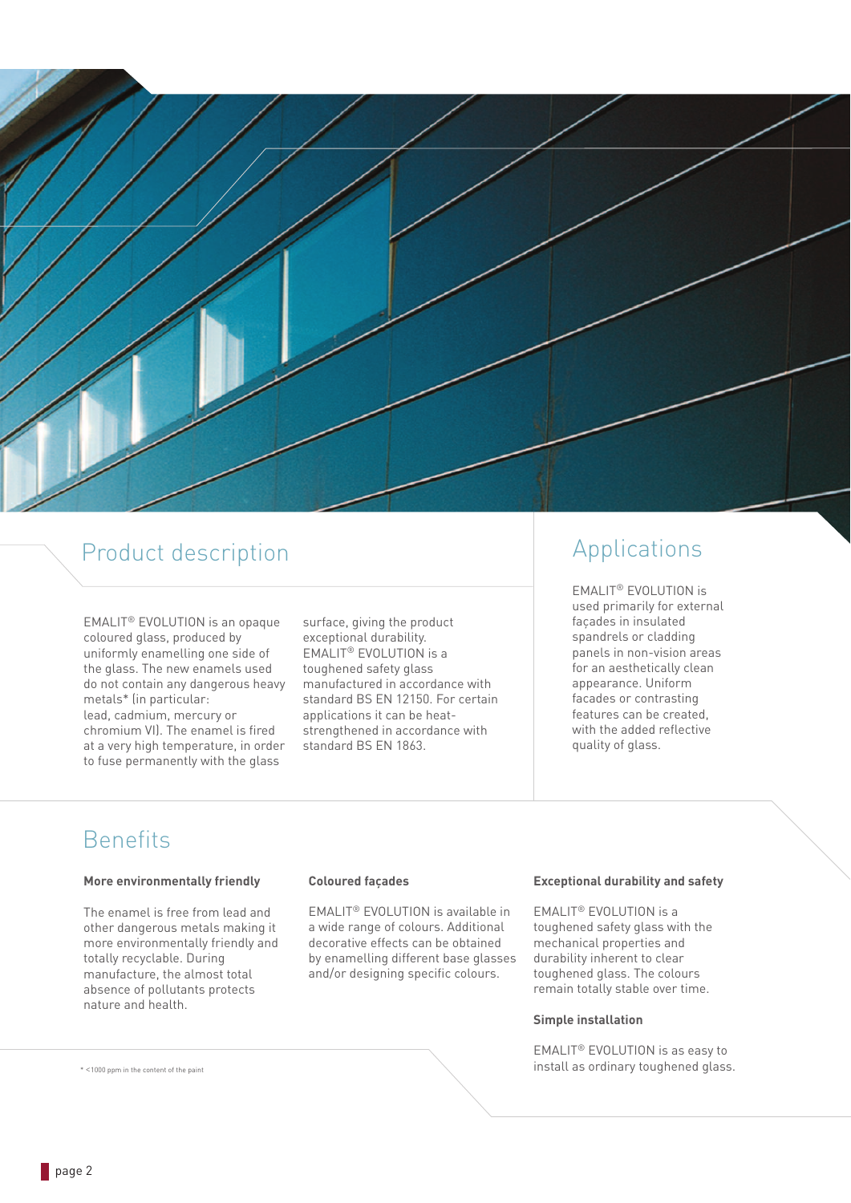## Product description

EMALIT® EVOLUTION is an opaque coloured glass, produced by uniformly enamelling one side of the glass. The new enamels used do not contain any dangerous heavy metals* (in particular: lead, cadmium, mercury or chromium VI). The enamel is fired at a very high temperature, in order to fuse permanently with the glass surface, giving the product exceptional durability. EMALIT® EVOLUTION is a toughened safety glass manufactured in accordance with standard BS EN 12150. For certain applications it can be heat-strengthened in accordance with standard BS EN 1863.

## Applications

EMALIT® EVOLUTION is used primarily for external façades in insulated spandrels or cladding panels in non-vision areas for an aesthetically clean appearance. Uniform facades or contrasting features can be created, with the added reflective quality of glass.

## Benefits

**More environmentally friendly**

The enamel is free from lead and other dangerous metals making it more environmentally friendly and totally recyclable. During manufacture, the almost total absence of pollutants protects nature and health.

**Coloured façades**

EMALIT® EVOLUTION is available in a wide range of colours. Additional decorative effects can be obtained by enamelling different base glasses and/or designing specific colours.

**Exceptional durability and safety**

EMALIT® EVOLUTION is a toughened safety glass with the mechanical properties and durability inherent to clear toughened glass. The colours remain totally stable over time.

**Simple installation**

EMALIT® EVOLUTION is as easy to install as ordinary toughened glass.

* <1000 ppm in the content of the paint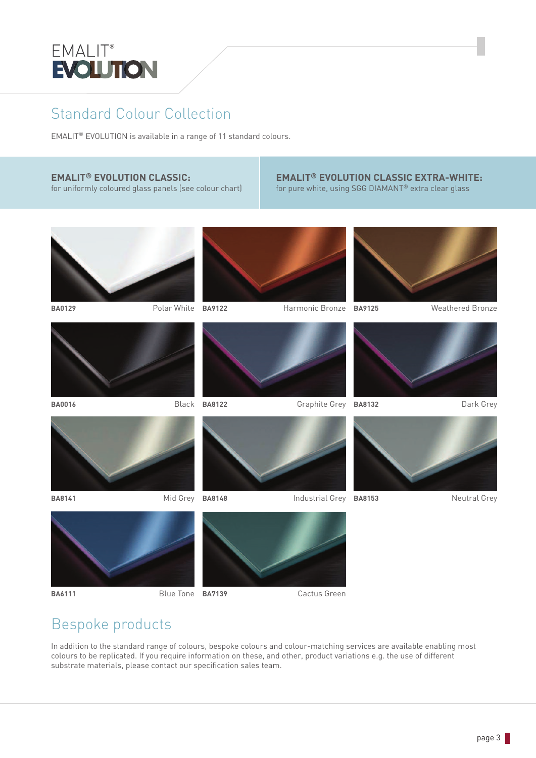EMALIT®
EVOLUTION

## Standard Colour Collection

EMALIT® EVOLUTION is available in a range of 11 standard colours.

**EMALIT® EVOLUTION CLASSIC:**
for uniformly coloured glass panels (see colour chart)

**EMALIT® EVOLUTION CLASSIC EXTRA-WHITE:**
for pure white, using SGG DIAMANT® extra clear glass

| Code | Colour |
|---|---|
| **BA0129** | Polar White |
| **BA9122** | Harmonic Bronze |
| **BA9125** | Weathered Bronze |
| **BA0016** | Black |
| **BA8122** | Graphite Grey |
| **BA8132** | Dark Grey |
| **BA8141** | Mid Grey |
| **BA8148** | Industrial Grey |
| **BA8153** | Neutral Grey |
| **BA6111** | Blue Tone |
| **BA7139** | Cactus Green |

## Bespoke products

In addition to the standard range of colours, bespoke colours and colour-matching services are available enabling most colours to be replicated. If you require information on these, and other, product variations e.g. the use of different substrate materials, please contact our specification sales team.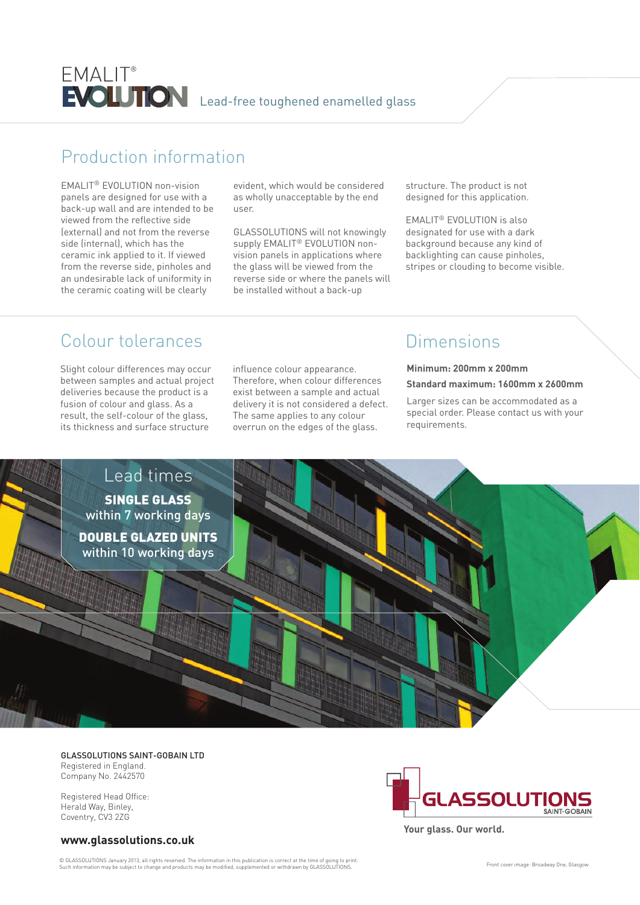EMALIT®
EVOLUTION Lead-free toughened enamelled glass

## Production information

EMALIT® EVOLUTION non-vision panels are designed for use with a back-up wall and are intended to be viewed from the reflective side (external) and not from the reverse side (internal), which has the ceramic ink applied to it. If viewed from the reverse side, pinholes and an undesirable lack of uniformity in the ceramic coating will be clearly evident, which would be considered as wholly unacceptable by the end user.

GLASSOLUTIONS will not knowingly supply EMALIT® EVOLUTION non-vision panels in applications where the glass will be viewed from the reverse side or where the panels will be installed without a back-up structure. The product is not designed for this application.

EMALIT® EVOLUTION is also designated for use with a dark background because any kind of backlighting can cause pinholes, stripes or clouding to become visible.

## Colour tolerances

Slight colour differences may occur between samples and actual project deliveries because the product is a fusion of colour and glass. As a result, the self-colour of the glass, its thickness and surface structure influence colour appearance. Therefore, when colour differences exist between a sample and actual delivery it is not considered a defect. The same applies to any colour overrun on the edges of the glass.

## Dimensions

**Minimum: 200mm x 200mm**

**Standard maximum: 1600mm x 2600mm**

Larger sizes can be accommodated as a special order. Please contact us with your requirements.

## Lead times

**SINGLE GLASS**
within 7 working days

**DOUBLE GLAZED UNITS**
within 10 working days

GLASSOLUTIONS SAINT-GOBAIN LTD
Registered in England.
Company No. 2442570

Registered Head Office:
Herald Way, Binley,
Coventry, CV3 2ZG

**www.glassolutions.co.uk**

GLASSOLUTIONS SAINT-GOBAIN

**Your glass. Our world.**

© GLASSOLUTIONS January 2013, all rights reserved. The information in this publication is correct at the time of going to print. Such information may be subject to change and products may be modified, supplemented or withdrawn by GLASSOLUTIONS.

Front cover image: Broadway One, Glasgow